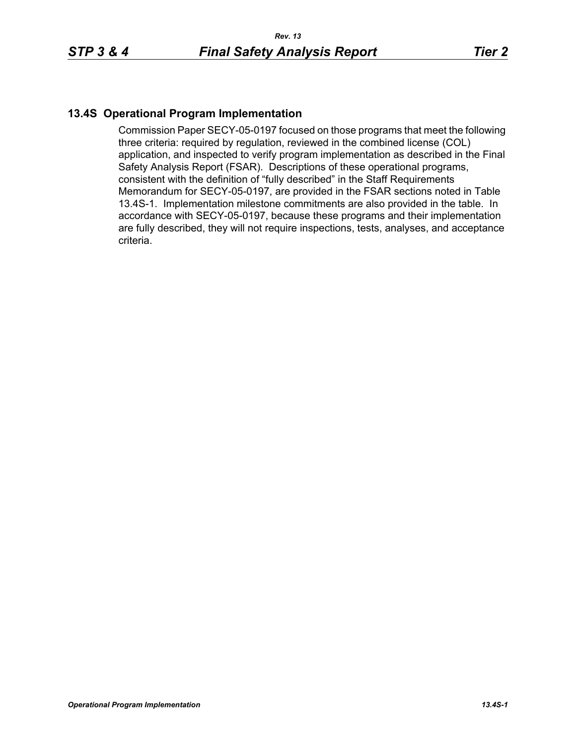## 13.4S Operational Program Implementation

Commission Paper SECY-05-0197 focused on those programs that meet the following three criteria: required by regulation, reviewed in the combined license (COL) application, and inspected to verify program implementation as described in the Final Safety Analysis Report (FSAR). Descriptions of these operational programs, consistent with the definition of “fully described” in the Staff Requirements Memorandum for SECY-05-0197, are provided in the FSAR sections noted in Table 13.4S-1. Implementation milestone commitments are also provided in the table. In accordance with SECY-05-0197, because these programs and their implementation are fully described, they will not require inspections, tests, analyses, and acceptance criteria.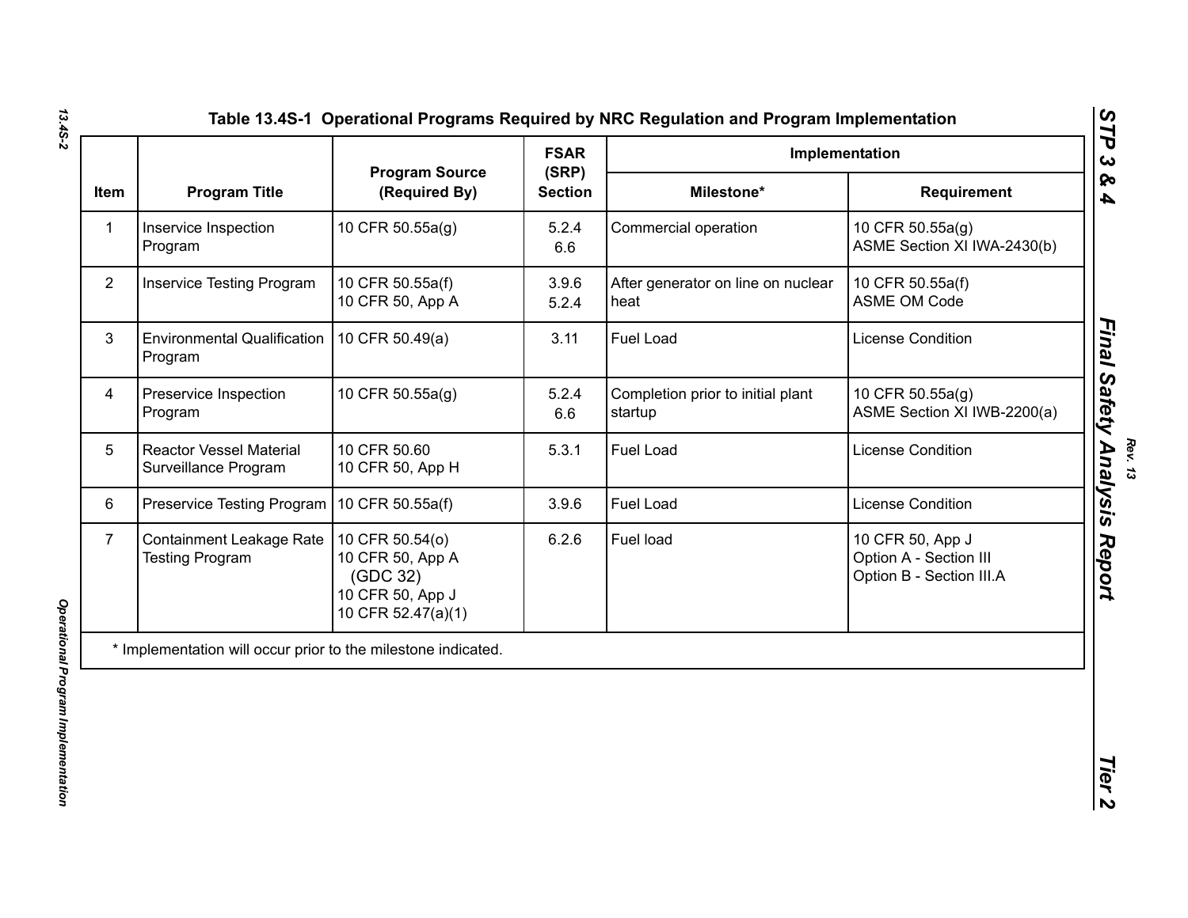Table 13.4S-1 Operational Programs Required by NRC Regulation and Program Implementation

| Item | Program Title | Program Source (Required By) | FSAR (SRP) Section | Implementation | |
|---|---|---|---|---|---|
| | | | | Milestone* | Requirement |
| 1 | Inservice Inspection Program | 10 CFR 50.55a(g) | 5.2.4<br>6.6 | Commercial operation | 10 CFR 50.55a(g)<br>ASME Section XI IWA-2430(b) |
| 2 | Inservice Testing Program | 10 CFR 50.55a(f)<br>10 CFR 50, App A | 3.9.6<br>5.2.4 | After generator on line on nuclear heat | 10 CFR 50.55a(f)<br>ASME OM Code |
| 3 | Environmental Qualification Program | 10 CFR 50.49(a) | 3.11 | Fuel Load | License Condition |
| 4 | Preservice Inspection Program | 10 CFR 50.55a(g) | 5.2.4<br>6.6 | Completion prior to initial plant startup | 10 CFR 50.55a(g)<br>ASME Section XI IWB-2200(a) |
| 5 | Reactor Vessel Material Surveillance Program | 10 CFR 50.60<br>10 CFR 50, App H | 5.3.1 | Fuel Load | License Condition |
| 6 | Preservice Testing Program | 10 CFR 50.55a(f) | 3.9.6 | Fuel Load | License Condition |
| 7 | Containment Leakage Rate Testing Program | 10 CFR 50.54(o)<br>10 CFR 50, App A (GDC 32)<br>10 CFR 50, App J<br>10 CFR 52.47(a)(1) | 6.2.6 | Fuel load | 10 CFR 50, App J<br>Option A - Section III<br>Option B - Section III.A |

\* Implementation will occur prior to the milestone indicated.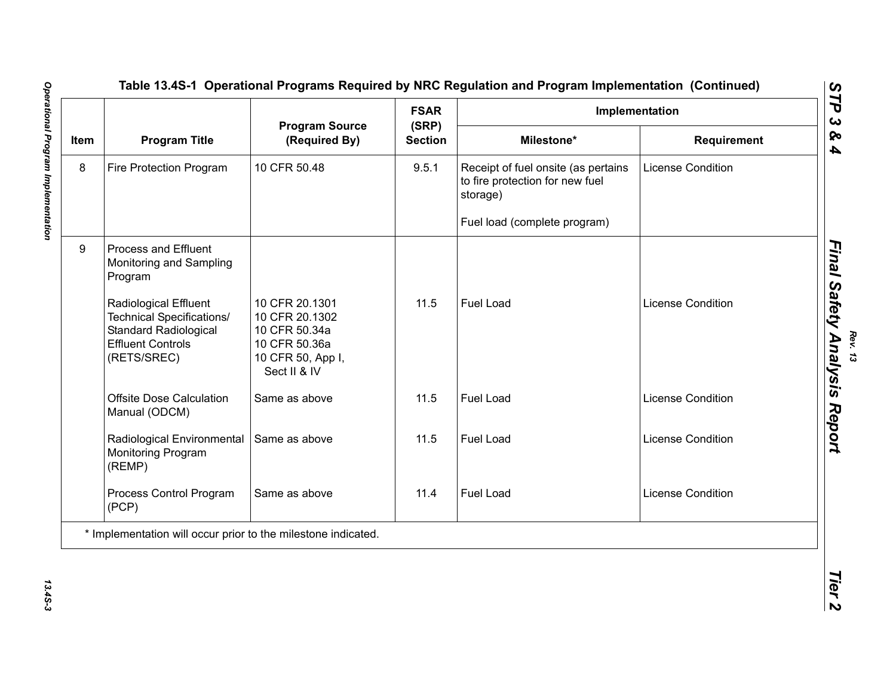## Table 13.4S-1 Operational Programs Required by NRC Regulation and Program Implementation (Continued)

| Item | Program Title | Program Source (Required By) | FSAR (SRP) Section | Implementation | |
|---|---|---|---|---|---|
| | | | | Milestone* | Requirement |
| 8 | Fire Protection Program | 10 CFR 50.48 | 9.5.1 | Receipt of fuel onsite (as pertains to fire protection for new fuel storage)<br><br>Fuel load (complete program) | License Condition |
| 9 | Process and Effluent Monitoring and Sampling Program | | | | |
| | Radiological Effluent Technical Specifications/ Standard Radiological Effluent Controls (RETS/SREC) | 10 CFR 20.1301<br>10 CFR 20.1302<br>10 CFR 50.34a<br>10 CFR 50.36a<br>10 CFR 50, App I, Sect II & IV | 11.5 | Fuel Load | License Condition |
| | Offsite Dose Calculation Manual (ODCM) | Same as above | 11.5 | Fuel Load | License Condition |
| | Radiological Environmental Monitoring Program (REMP) | Same as above | 11.5 | Fuel Load | License Condition |
| | Process Control Program (PCP) | Same as above | 11.4 | Fuel Load | License Condition |

\* Implementation will occur prior to the milestone indicated.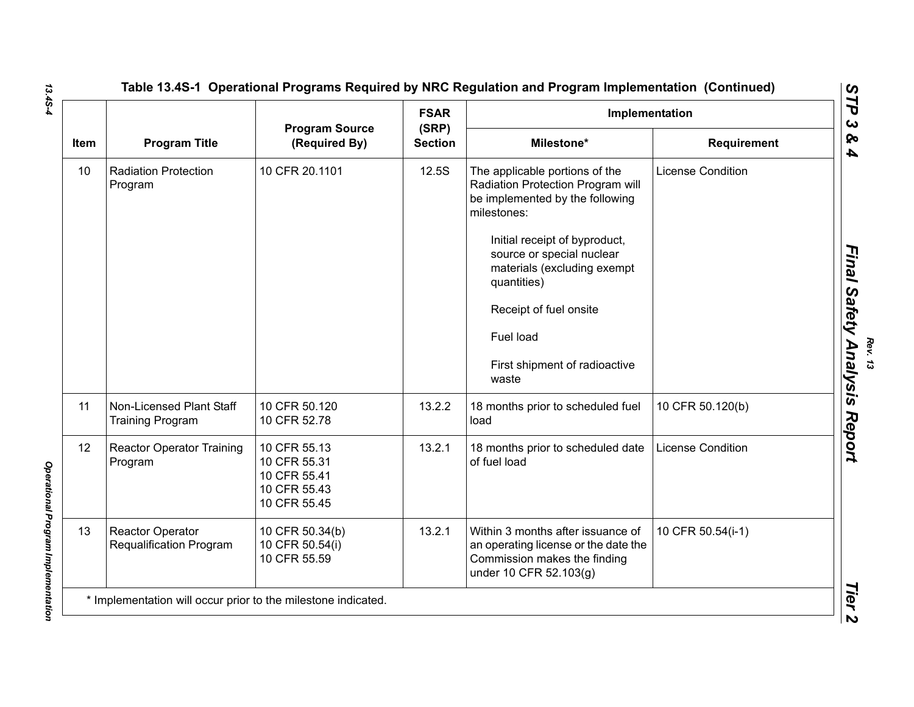## Table 13.4S-1 Operational Programs Required by NRC Regulation and Program Implementation (Continued)

| Item | Program Title | Program Source (Required By) | FSAR (SRP) Section | Implementation | |
|---|---|---|---|---|---|
| | | | | Milestone* | Requirement |
| 10 | Radiation Protection Program | 10 CFR 20.1101 | 12.5S | The applicable portions of the Radiation Protection Program will be implemented by the following milestones:<br><br>Initial receipt of byproduct, source or special nuclear materials (excluding exempt quantities)<br><br>Receipt of fuel onsite<br><br>Fuel load<br><br>First shipment of radioactive waste | License Condition |
| 11 | Non-Licensed Plant Staff Training Program | 10 CFR 50.120<br>10 CFR 52.78 | 13.2.2 | 18 months prior to scheduled fuel load | 10 CFR 50.120(b) |
| 12 | Reactor Operator Training Program | 10 CFR 55.13<br>10 CFR 55.31<br>10 CFR 55.41<br>10 CFR 55.43<br>10 CFR 55.45 | 13.2.1 | 18 months prior to scheduled date of fuel load | License Condition |
| 13 | Reactor Operator Requalification Program | 10 CFR 50.34(b)<br>10 CFR 50.54(i)<br>10 CFR 55.59 | 13.2.1 | Within 3 months after issuance of an operating license or the date the Commission makes the finding under 10 CFR 52.103(g) | 10 CFR 50.54(i-1) |

* Implementation will occur prior to the milestone indicated.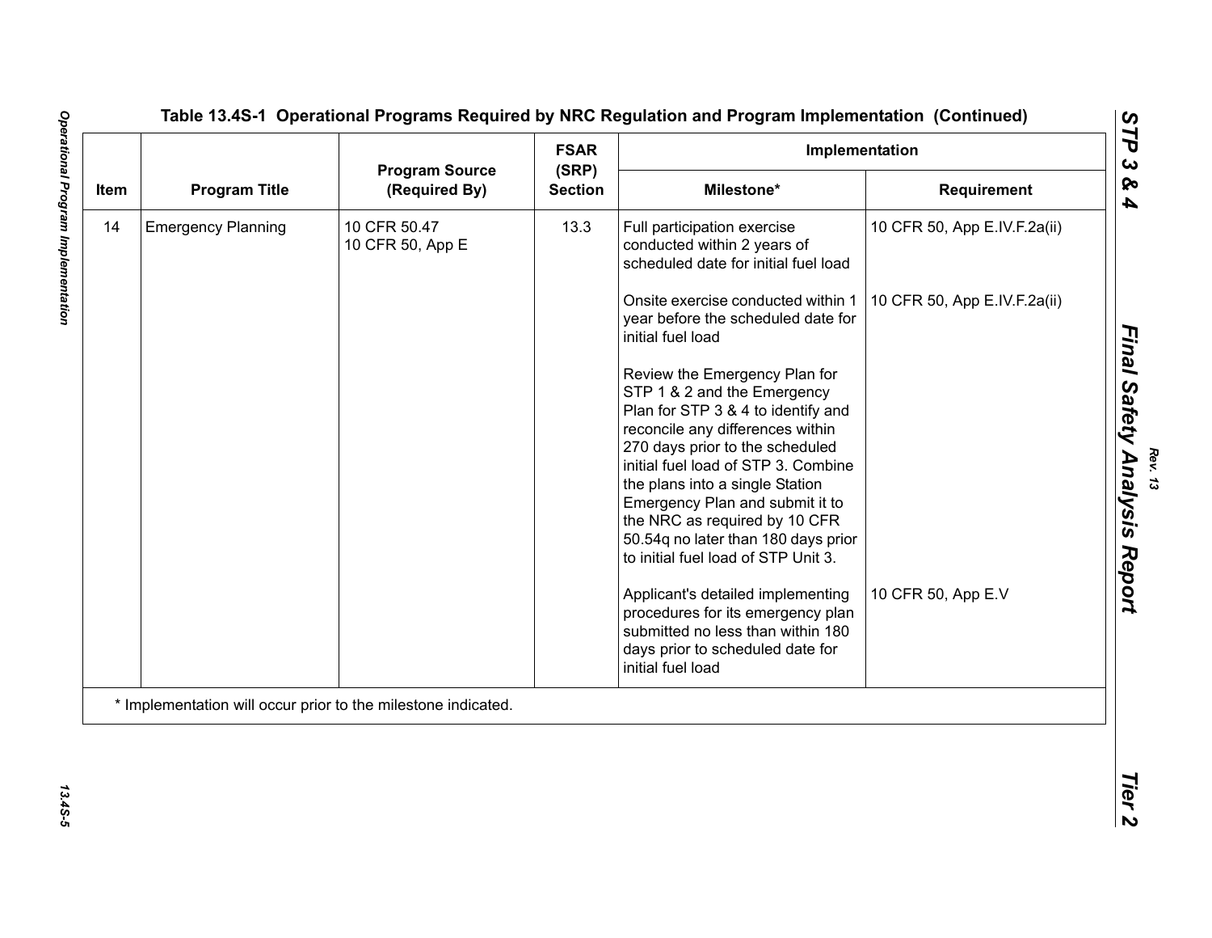Table 13.4S-1 Operational Programs Required by NRC Regulation and Program Implementation (Continued)

| Item | Program Title | Program Source (Required By) | FSAR (SRP) Section | Implementation | |
|---|---|---|---|---|---|
| | | | | Milestone* | Requirement |
| 14 | Emergency Planning | 10 CFR 50.47<br>10 CFR 50, App E | 13.3 | Full participation exercise conducted within 2 years of scheduled date for initial fuel load | 10 CFR 50, App E.IV.F.2a(ii) |
| | | | | Onsite exercise conducted within 1 year before the scheduled date for initial fuel load | 10 CFR 50, App E.IV.F.2a(ii) |
| | | | | Review the Emergency Plan for STP 1 & 2 and the Emergency Plan for STP 3 & 4 to identify and reconcile any differences within 270 days prior to the scheduled initial fuel load of STP 3. Combine the plans into a single Station Emergency Plan and submit it to the NRC as required by 10 CFR 50.54q no later than 180 days prior to initial fuel load of STP Unit 3. | |
| | | | | Applicant's detailed implementing procedures for its emergency plan submitted no less than within 180 days prior to scheduled date for initial fuel load | 10 CFR 50, App E.V |

* Implementation will occur prior to the milestone indicated.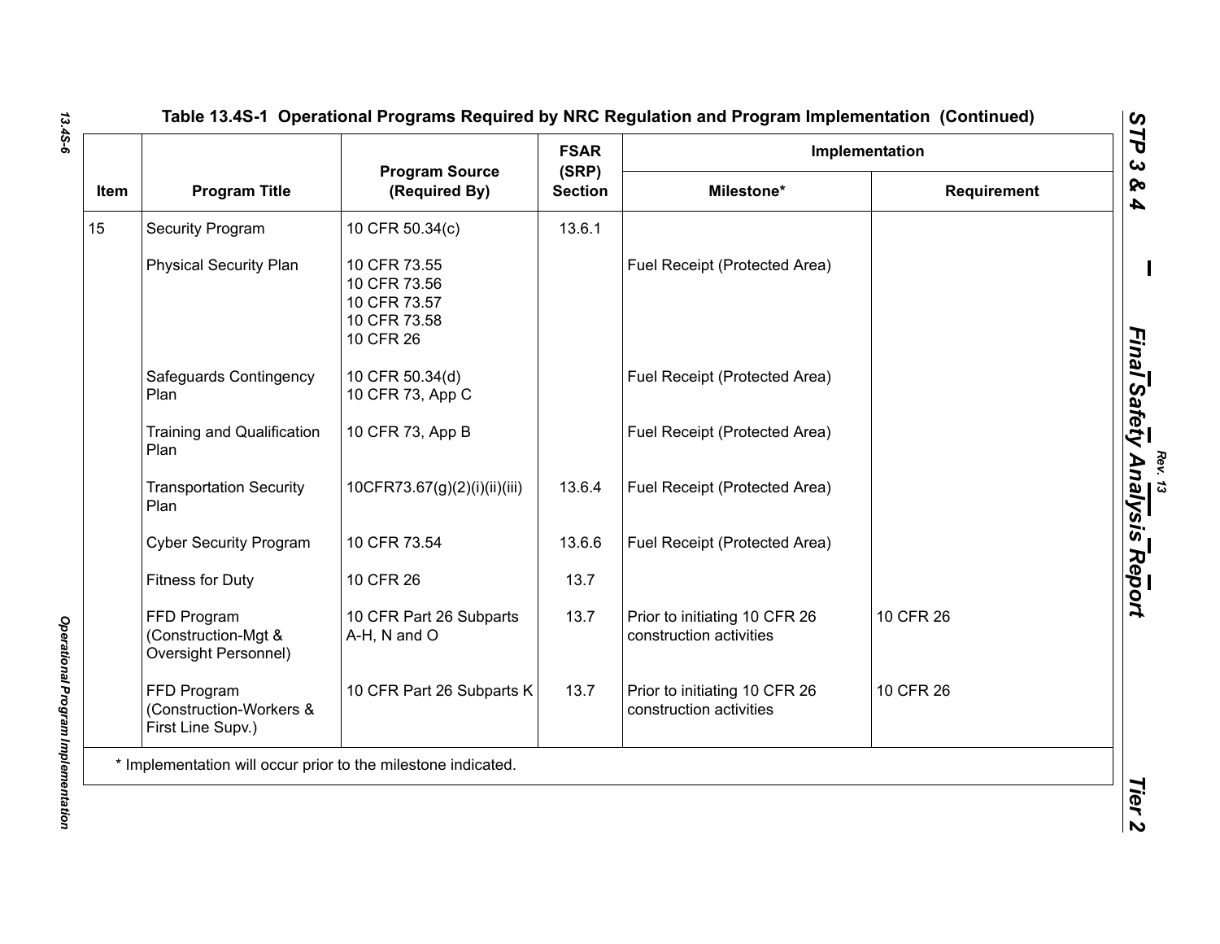## Table 13.4S-1 Operational Programs Required by NRC Regulation and Program Implementation (Continued)

| Item | Program Title | Program Source (Required By) | FSAR (SRP) Section | Implementation | |
|---|---|---|---|---|---|
| | | | | Milestone* | Requirement |
| 15 | Security Program | 10 CFR 50.34(c) | 13.6.1 | | |
| | Physical Security Plan | 10 CFR 73.55<br>10 CFR 73.56<br>10 CFR 73.57<br>10 CFR 73.58<br>10 CFR 26 | | Fuel Receipt (Protected Area) | |
| | Safeguards Contingency Plan | 10 CFR 50.34(d)<br>10 CFR 73, App C | | Fuel Receipt (Protected Area) | |
| | Training and Qualification Plan | 10 CFR 73, App B | | Fuel Receipt (Protected Area) | |
| | Transportation Security Plan | 10CFR73.67(g)(2)(i)(ii)(iii) | 13.6.4 | Fuel Receipt (Protected Area) | |
| | Cyber Security Program | 10 CFR 73.54 | 13.6.6 | Fuel Receipt (Protected Area) | |
| | Fitness for Duty | 10 CFR 26 | 13.7 | | |
| | FFD Program (Construction-Mgt & Oversight Personnel) | 10 CFR Part 26 Subparts A-H, N and O | 13.7 | Prior to initiating 10 CFR 26 construction activities | 10 CFR 26 |
| | FFD Program (Construction-Workers & First Line Supv.) | 10 CFR Part 26 Subparts K | 13.7 | Prior to initiating 10 CFR 26 construction activities | 10 CFR 26 |

* Implementation will occur prior to the milestone indicated.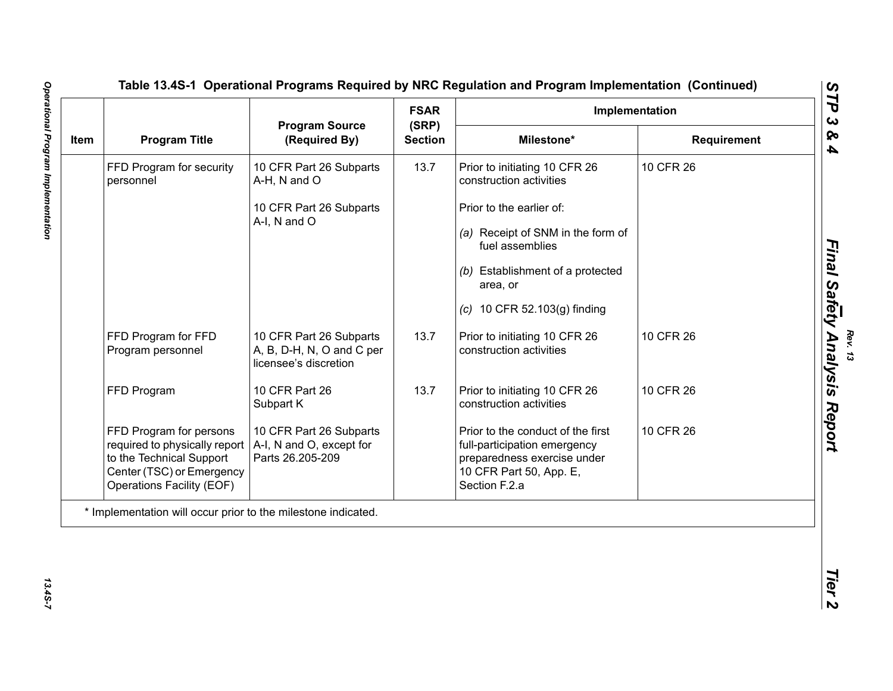## Table 13.4S-1 Operational Programs Required by NRC Regulation and Program Implementation (Continued)

| Item | Program Title | Program Source (Required By) | FSAR (SRP) Section | Implementation | |
|---|---|---|---|---|---|
| | | | | Milestone* | Requirement |
| | FFD Program for security personnel | 10 CFR Part 26 Subparts A-H, N and O | 13.7 | Prior to initiating 10 CFR 26 construction activities | 10 CFR 26 |
| | | 10 CFR Part 26 Subparts A-I, N and O | | Prior to the earlier of: *(a)* Receipt of SNM in the form of fuel assemblies *(b)* Establishment of a protected area, or *(c)* 10 CFR 52.103(g) finding | |
| | FFD Program for FFD Program personnel | 10 CFR Part 26 Subparts A, B, D-H, N, O and C per licensee's discretion | 13.7 | Prior to initiating 10 CFR 26 construction activities | 10 CFR 26 |
| | FFD Program | 10 CFR Part 26 Subpart K | 13.7 | Prior to initiating 10 CFR 26 construction activities | 10 CFR 26 |
| | FFD Program for persons required to physically report to the Technical Support Center (TSC) or Emergency Operations Facility (EOF) | 10 CFR Part 26 Subparts A-I, N and O, except for Parts 26.205-209 | | Prior to the conduct of the first full-participation emergency preparedness exercise under 10 CFR Part 50, App. E, Section F.2.a | 10 CFR 26 |

* Implementation will occur prior to the milestone indicated.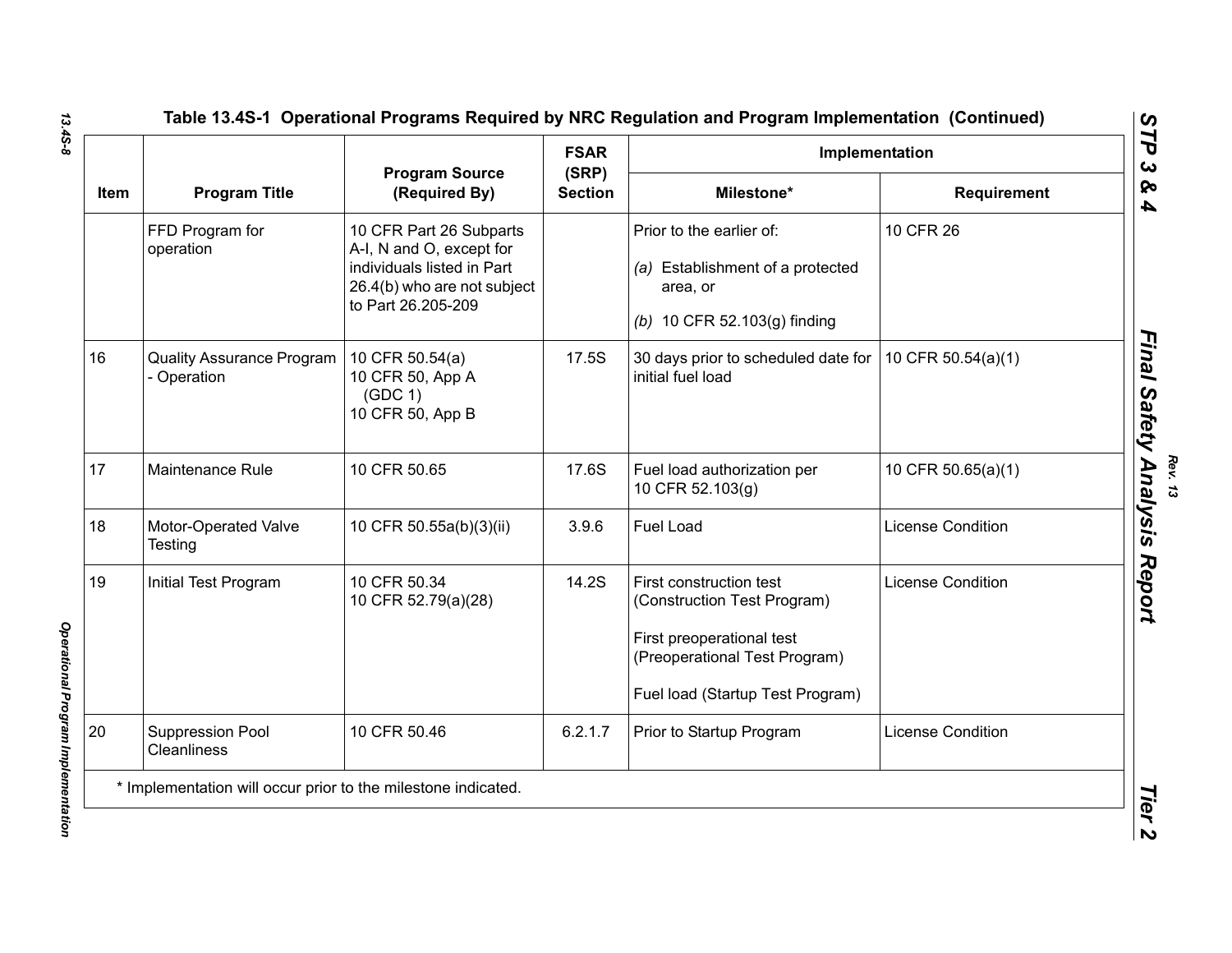**Table 13.4S-1 Operational Programs Required by NRC Regulation and Program Implementation (Continued)**

| Item | Program Title | Program Source (Required By) | FSAR (SRP) Section | Implementation | |
|---|---|---|---|---|---|
| | | | | Milestone* | Requirement |
| | FFD Program for operation | 10 CFR Part 26 Subparts A-I, N and O, except for individuals listed in Part 26.4(b) who are not subject to Part 26.205-209 | | Prior to the earlier of:<br><br>*(a)* Establishment of a protected area, or<br><br>*(b)* 10 CFR 52.103(g) finding | 10 CFR 26 |
| 16 | Quality Assurance Program - Operation | 10 CFR 50.54(a)<br>10 CFR 50, App A (GDC 1)<br>10 CFR 50, App B | 17.5S | 30 days prior to scheduled date for initial fuel load | 10 CFR 50.54(a)(1) |
| 17 | Maintenance Rule | 10 CFR 50.65 | 17.6S | Fuel load authorization per 10 CFR 52.103(g) | 10 CFR 50.65(a)(1) |
| 18 | Motor-Operated Valve Testing | 10 CFR 50.55a(b)(3)(ii) | 3.9.6 | Fuel Load | License Condition |
| 19 | Initial Test Program | 10 CFR 50.34<br>10 CFR 52.79(a)(28) | 14.2S | First construction test (Construction Test Program)<br><br>First preoperational test (Preoperational Test Program)<br><br>Fuel load (Startup Test Program) | License Condition |
| 20 | Suppression Pool Cleanliness | 10 CFR 50.46 | 6.2.1.7 | Prior to Startup Program | License Condition |

\* Implementation will occur prior to the milestone indicated.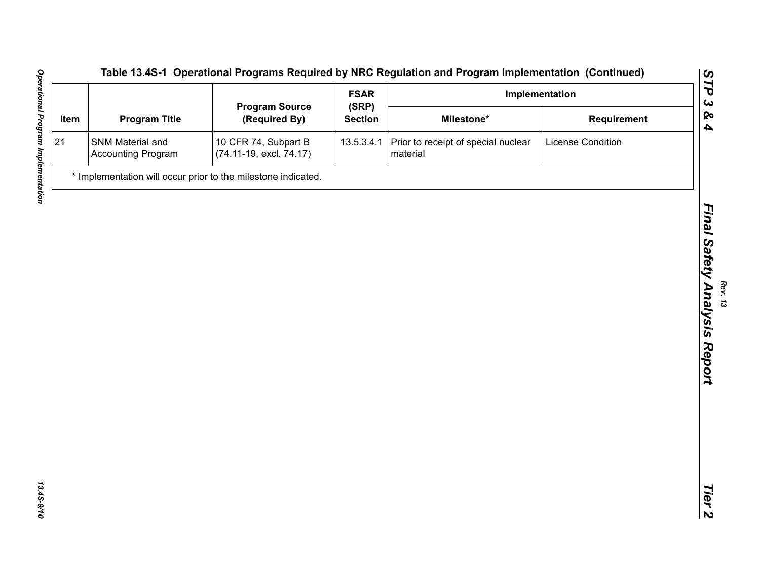**Table 13.4S-1 Operational Programs Required by NRC Regulation and Program Implementation (Continued)**

| Item | Program Title | Program Source (Required By) | FSAR (SRP) Section | Implementation | |
|---|---|---|---|---|---|
| | | | | Milestone* | Requirement |
| 21 | SNM Material and Accounting Program | 10 CFR 74, Subpart B (74.11-19, excl. 74.17) | 13.5.3.4.1 | Prior to receipt of special nuclear material | License Condition |

* Implementation will occur prior to the milestone indicated.